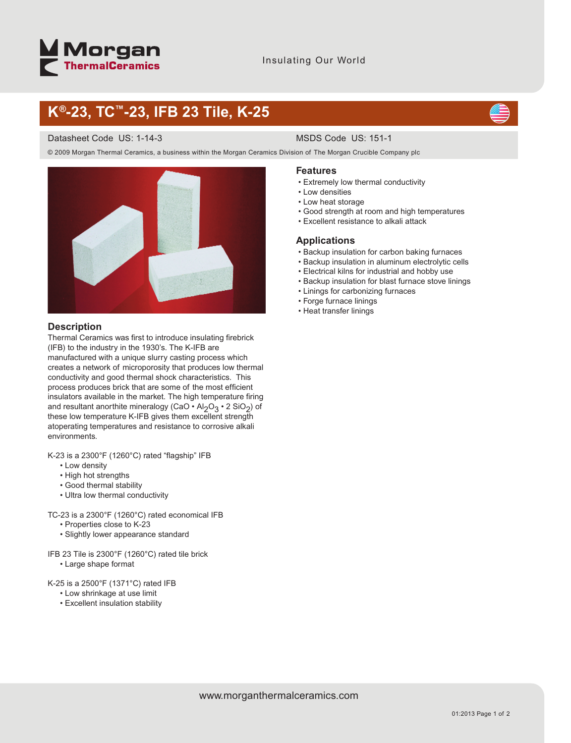# K®-23, TC™-23, IFB 23 Tile, K-25

Datasheet Code US: 1-14-3

MSDS Code US: 151-1

© 2009 Morgan Thermal Ceramics, a business within the Morgan Ceramics Division of The Morgan Crucible Company plc

## Description

Thermal Ceramics was first to introduce insulating firebrick (IFB) to the industry in the 1930's. The K-IFB are manufactured with a unique slurry casting process which creates a network of microporosity that produces low thermal conductivity and good thermal shock characteristics. This process produces brick that are some of the most efficient insulators available in the market. The high temperature firing and resultant anorthite mineralogy ($CaO \cdot Al_2O_3 \cdot 2\ SiO_2$) of these low temperature K-IFB gives them excellent strength atoperating temperatures and resistance to corrosive alkali environments.

K-23 is a 2300°F (1260°C) rated "flagship" IFB
- Low density
- High hot strengths
- Good thermal stability
- Ultra low thermal conductivity

TC-23 is a 2300°F (1260°C) rated economical IFB
- Properties close to K-23
- Slightly lower appearance standard

IFB 23 Tile is 2300°F (1260°C) rated tile brick
- Large shape format

K-25 is a 2500°F (1371°C) rated IFB
- Low shrinkage at use limit
- Excellent insulation stability

## Features

- Extremely low thermal conductivity
- Low densities
- Low heat storage
- Good strength at room and high temperatures
- Excellent resistance to alkali attack

## Applications

- Backup insulation for carbon baking furnaces
- Backup insulation in aluminum electrolytic cells
- Electrical kilns for industrial and hobby use
- Backup insulation for blast furnace stove linings
- Linings for carbonizing furnaces
- Forge furnace linings
- Heat transfer linings

www.morganthermalceramics.com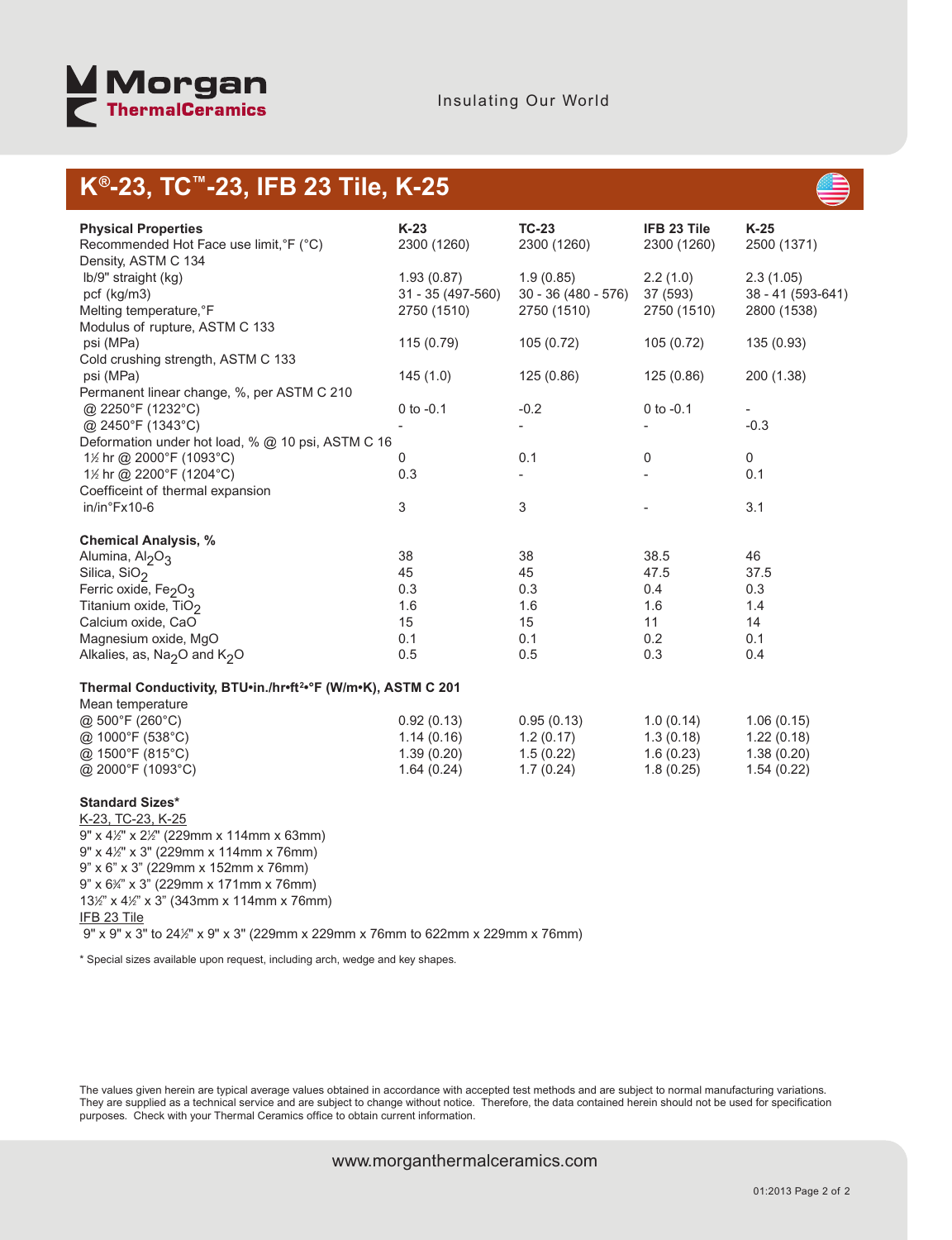# K®-23, TC™-23, IFB 23 Tile, K-25

| Physical Properties | K-23 | TC-23 | IFB 23 Tile | K-25 |
|---|---|---|---|---|
| Recommended Hot Face use limit,°F (°C) | 2300 (1260) | 2300 (1260) | 2300 (1260) | 2500 (1371) |
| Density, ASTM C 134 | | | | |
| lb/9" straight (kg) | 1.93 (0.87) | 1.9 (0.85) | 2.2 (1.0) | 2.3 (1.05) |
| pcf (kg/m3) | 31 - 35 (497-560) | 30 - 36 (480 - 576) | 37 (593) | 38 - 41 (593-641) |
| Melting temperature,°F | 2750 (1510) | 2750 (1510) | 2750 (1510) | 2800 (1538) |
| Modulus of rupture, ASTM C 133 | | | | |
| psi (MPa) | 115 (0.79) | 105 (0.72) | 105 (0.72) | 135 (0.93) |
| Cold crushing strength, ASTM C 133 | | | | |
| psi (MPa) | 145 (1.0) | 125 (0.86) | 125 (0.86) | 200 (1.38) |
| Permanent linear change, %, per ASTM C 210 | | | | |
| @ 2250°F (1232°C) | 0 to -0.1 | -0.2 | 0 to -0.1 | - |
| @ 2450°F (1343°C) | - | - | - | -0.3 |
| Deformation under hot load, % @ 10 psi, ASTM C 16 | | | | |
| 1½ hr @ 2000°F (1093°C) | 0 | 0.1 | 0 | 0 |
| 1½ hr @ 2200°F (1204°C) | 0.3 | - | - | 0.1 |
| Coefficeint of thermal expansion | | | | |
| in/in°Fx10-6 | 3 | 3 | - | 3.1 |
| **Chemical Analysis, %** | | | | |
| Alumina, $Al_2O_3$ | 38 | 38 | 38.5 | 46 |
| Silica, $SiO_2$ | 45 | 45 | 47.5 | 37.5 |
| Ferric oxide, $Fe_2O_3$ | 0.3 | 0.3 | 0.4 | 0.3 |
| Titanium oxide, $TiO_2$ | 1.6 | 1.6 | 1.6 | 1.4 |
| Calcium oxide, CaO | 15 | 15 | 11 | 14 |
| Magnesium oxide, MgO | 0.1 | 0.1 | 0.2 | 0.1 |
| Alkalies, as, $Na_2O$ and $K_2O$ | 0.5 | 0.5 | 0.3 | 0.4 |
| **Thermal Conductivity, BTU•in./hr•ft²•°F (W/m•K), ASTM C 201** | | | | |
| Mean temperature | | | | |
| @ 500°F (260°C) | 0.92 (0.13) | 0.95 (0.13) | 1.0 (0.14) | 1.06 (0.15) |
| @ 1000°F (538°C) | 1.14 (0.16) | 1.2 (0.17) | 1.3 (0.18) | 1.22 (0.18) |
| @ 1500°F (815°C) | 1.39 (0.20) | 1.5 (0.22) | 1.6 (0.23) | 1.38 (0.20) |
| @ 2000°F (1093°C) | 1.64 (0.24) | 1.7 (0.24) | 1.8 (0.25) | 1.54 (0.22) |

**Standard Sizes***

K-23, TC-23, K-25

9" x 4½" x 2½" (229mm x 114mm x 63mm)
9" x 4½" x 3" (229mm x 114mm x 76mm)
9" x 6" x 3" (229mm x 152mm x 76mm)
9" x 6¾" x 3" (229mm x 171mm x 76mm)
13½" x 4½" x 3" (343mm x 114mm x 76mm)

IFB 23 Tile

9" x 9" x 3" to 24½" x 9" x 3" (229mm x 229mm x 76mm to 622mm x 229mm x 76mm)

* Special sizes available upon request, including arch, wedge and key shapes.

The values given herein are typical average values obtained in accordance with accepted test methods and are subject to normal manufacturing variations. They are supplied as a technical service and are subject to change without notice. Therefore, the data contained herein should not be used for specification purposes. Check with your Thermal Ceramics office to obtain current information.

www.morganthermalceramics.com